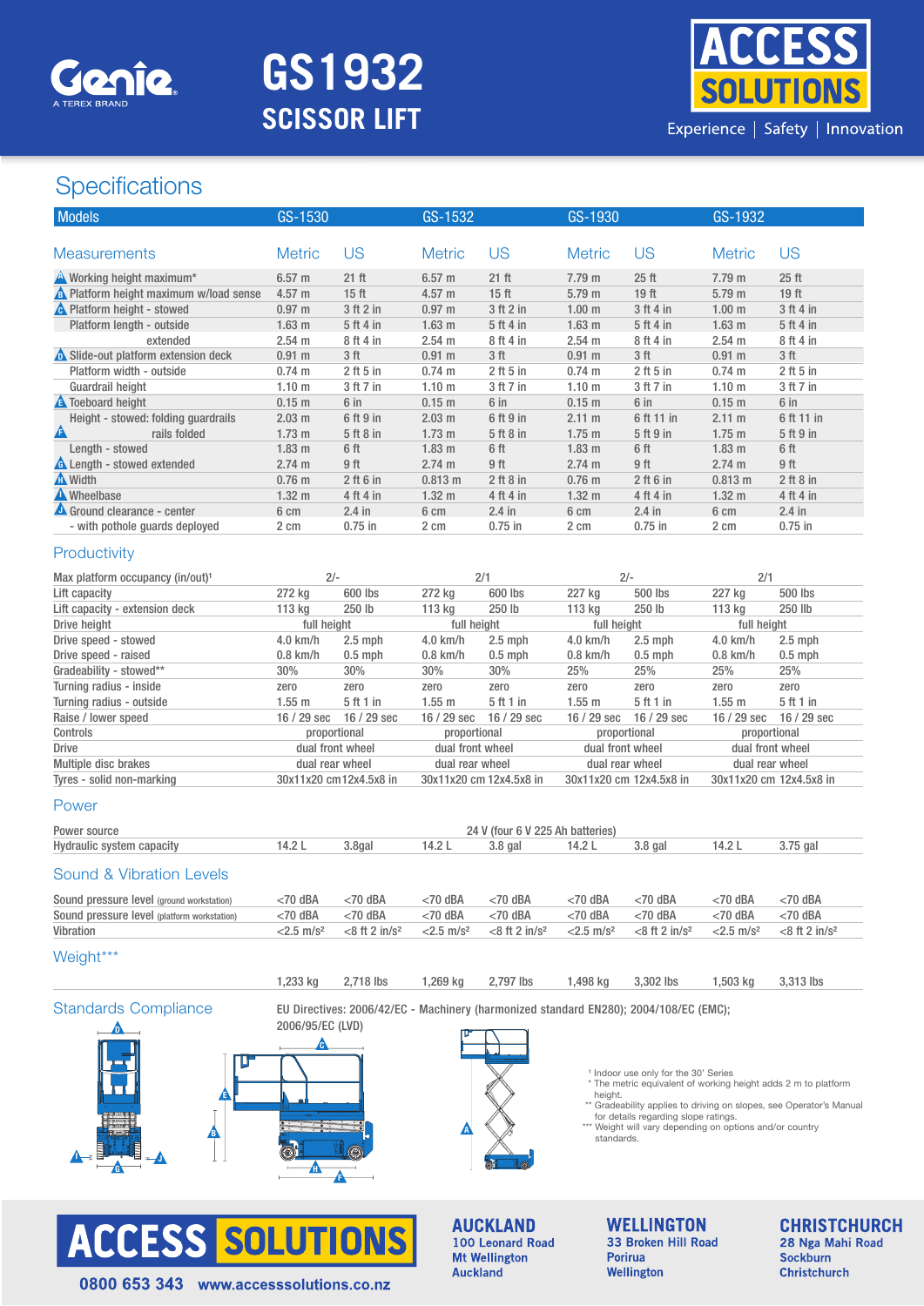# GS1932

## SCISSOR LIFT

Genie — A TEREX BRAND

ACCESS SOLUTIONS — Experience | Safety | Innovation

## Specifications

| Models | GS-1530 | | GS-1532 | | GS-1930 | | GS-1932 | |
|---|---|---|---|---|---|---|---|---|
| **Measurements** | Metric | US | Metric | US | Metric | US | Metric | US |
| A Working height maximum* | 6.57 m | 21 ft | 6.57 m | 21 ft | 7.79 m | 25 ft | 7.79 m | 25 ft |
| B Platform height maximum w/load sense | 4.57 m | 15 ft | 4.57 m | 15 ft | 5.79 m | 19 ft | 5.79 m | 19 ft |
| C Platform height - stowed | 0.97 m | 3 ft 2 in | 0.97 m | 3 ft 2 in | 1.00 m | 3 ft 4 in | 1.00 m | 3 ft 4 in |
| Platform length - outside | 1.63 m | 5 ft 4 in | 1.63 m | 5 ft 4 in | 1.63 m | 5 ft 4 in | 1.63 m | 5 ft 4 in |
| extended | 2.54 m | 8 ft 4 in | 2.54 m | 8 ft 4 in | 2.54 m | 8 ft 4 in | 2.54 m | 8 ft 4 in |
| D Slide-out platform extension deck | 0.91 m | 3 ft | 0.91 m | 3 ft | 0.91 m | 3 ft | 0.91 m | 3 ft |
| Platform width - outside | 0.74 m | 2 ft 5 in | 0.74 m | 2 ft 5 in | 0.74 m | 2 ft 5 in | 0.74 m | 2 ft 5 in |
| Guardrail height | 1.10 m | 3 ft 7 in | 1.10 m | 3 ft 7 in | 1.10 m | 3 ft 7 in | 1.10 m | 3 ft 7 in |
| E Toeboard height | 0.15 m | 6 in | 0.15 m | 6 in | 0.15 m | 6 in | 0.15 m | 6 in |
| Height - stowed: folding guardrails | 2.03 m | 6 ft 9 in | 2.03 m | 6 ft 9 in | 2.11 m | 6 ft 11 in | 2.11 m | 6 ft 11 in |
| F rails folded | 1.73 m | 5 ft 8 in | 1.73 m | 5 ft 8 in | 1.75 m | 5 ft 9 in | 1.75 m | 5 ft 9 in |
| Length - stowed | 1.83 m | 6 ft | 1.83 m | 6 ft | 1.83 m | 6 ft | 1.83 m | 6 ft |
| G Length - stowed extended | 2.74 m | 9 ft | 2.74 m | 9 ft | 2.74 m | 9 ft | 2.74 m | 9 ft |
| H Width | 0.76 m | 2 ft 6 in | 0.813 m | 2 ft 8 in | 0.76 m | 2 ft 6 in | 0.813 m | 2 ft 8 in |
| I Wheelbase | 1.32 m | 4 ft 4 in | 1.32 m | 4 ft 4 in | 1.32 m | 4 ft 4 in | 1.32 m | 4 ft 4 in |
| J Ground clearance - center | 6 cm | 2.4 in | 6 cm | 2.4 in | 6 cm | 2.4 in | 6 cm | 2.4 in |
| - with pothole guards deployed | 2 cm | 0.75 in | 2 cm | 0.75 in | 2 cm | 0.75 in | 2 cm | 0.75 in |

### Productivity

| | GS-1530 | | GS-1532 | | GS-1930 | | GS-1932 | |
|---|---|---|---|---|---|---|---|---|
| Max platform occupancy (in/out)[1] | 2/- | | 2/1 | | 2/- | | 2/1 | |
| Lift capacity | 272 kg | 600 lbs | 272 kg | 600 lbs | 227 kg | 500 lbs | 227 kg | 500 lbs |
| Lift capacity - extension deck | 113 kg | 250 lb | 113 kg | 250 lb | 113 kg | 250 lbs | 113 kg | 250 llb |
| Drive height | full height | | full height | | full height | | full height | |
| Drive speed - stowed | 4.0 km/h | 2.5 mph | 4.0 km/h | 2.5 mph | 4.0 km/h | 2.5 mph | 4.0 km/h | 2.5 mph |
| Drive speed - raised | 0.8 km/h | 0.5 mph | 0.8 km/h | 0.5 mph | 0.8 km/h | 0.5 mph | 0.8 km/h | 0.5 mph |
| Gradeability - stowed** | 30% | 30% | 30% | 30% | 25% | 25% | 25% | 25% |
| Turning radius - inside | zero | zero | zero | zero | zero | zero | zero | zero |
| Turning radius - outside | 1.55 m | 5 ft 1 in | 1.55 m | 5 ft 1 in | 1.55 m | 5 ft 1 in | 1.55 m | 5 ft 1 in |
| Raise / lower speed | 16 / 29 sec | 16 / 29 sec | 16 / 29 sec | 16 / 29 sec | 16 / 29 sec | 16 / 29 sec | 16 / 29 sec | 16 / 29 sec |
| Controls | proportional | | proportional | | proportional | | proportional | |
| Drive | dual front wheel | | dual front wheel | | dual front wheel | | dual front wheel | |
| Multiple disc brakes | dual rear wheel | | dual rear wheel | | dual rear wheel | | dual rear wheel | |
| Tyres - solid non-marking | 30x11x20 cm | 12x4.5x8 in | 30x11x20 cm | 12x4.5x8 in | 30x11x20 cm | 12x4.5x8 in | 30x11x20 cm | 12x4.5x8 in |

### Power

| | GS-1530 | | GS-1532 | | GS-1930 | | GS-1932 | |
|---|---|---|---|---|---|---|---|---|
| Power source | 24 V (four 6 V 225 Ah batteries) | | | | | | | |
| Hydraulic system capacity | 14.2 L | 3.8gal | 14.2 L | 3.8 gal | 14.2 L | 3.8 gal | 14.2 L | 3.75 gal |

### Sound & Vibration Levels

| | GS-1530 | | GS-1532 | | GS-1930 | | GS-1932 | |
|---|---|---|---|---|---|---|---|---|
| Sound pressure level (ground workstation) | <70 dBA | <70 dBA | <70 dBA | <70 dBA | <70 dBA | <70 dBA | <70 dBA | <70 dBA |
| Sound pressure level (platform workstation) | <70 dBA | <70 dBA | <70 dBA | <70 dBA | <70 dBA | <70 dBA | <70 dBA | <70 dBA |
| Vibration | <2.5 m/s² | <8 ft 2 in/s² | <2.5 m/s² | <8 ft 2 in/s² | <2.5 m/s² | <8 ft 2 in/s² | <2.5 m/s² | <8 ft 2 in/s² |

### Weight***

| | GS-1530 | | GS-1532 | | GS-1930 | | GS-1932 | |
|---|---|---|---|---|---|---|---|---|
| | 1,233 kg | 2,718 lbs | 1,269 kg | 2,797 lbs | 1,498 kg | 3,302 lbs | 1,503 kg | 3,313 lbs |

### Standards Compliance

EU Directives: 2006/42/EC - Machinery (harmonized standard EN280); 2004/108/EC (EMC); 2006/95/EC (LVD)

[1] Indoor use only for the 30' Series
\* The metric equivalent of working height adds 2 m to platform height.
\*\* Gradeability applies to driving on slopes, see Operator's Manual for details regarding slope ratings.
\*\*\* Weight will vary depending on options and/or country standards.

**ACCESS SOLUTIONS**
0800 653 343 www.accesssolutions.co.nz

**AUCKLAND**
100 Leonard Road
Mt Wellington
Auckland

**WELLINGTON**
33 Broken Hill Road
Porirua
Wellington

**CHRISTCHURCH**
28 Nga Mahi Road
Sockburn
Christchurch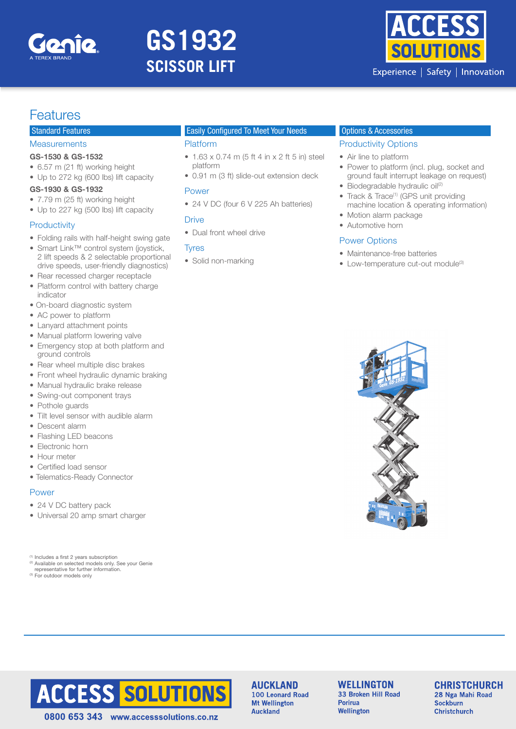# GS1932

## SCISSOR LIFT

Experience | Safety | Innovation

# Features

## Standard Features

### Measurements

**GS-1530 & GS-1532**

- 6.57 m (21 ft) working height
- Up to 272 kg (600 lbs) lift capacity

**GS-1930 & GS-1932**

- 7.79 m (25 ft) working height
- Up to 227 kg (500 lbs) lift capacity

### Productivity

- Folding rails with half-height swing gate
- Smart Link™ control system (joystick, 2 lift speeds & 2 selectable proportional drive speeds, user-friendly diagnostics)
- Rear recessed charger receptacle
- Platform control with battery charge indicator
- On-board diagnostic system
- AC power to platform
- Lanyard attachment points
- Manual platform lowering valve
- Emergency stop at both platform and ground controls
- Rear wheel multiple disc brakes
- Front wheel hydraulic dynamic braking
- Manual hydraulic brake release
- Swing-out component trays
- Pothole guards
- Tilt level sensor with audible alarm
- Descent alarm
- Flashing LED beacons
- Electronic horn
- Hour meter
- Certified load sensor
- Telematics-Ready Connector

### Power

- 24 V DC battery pack
- Universal 20 amp smart charger

## Easily Configured To Meet Your Needs

### Platform

- 1.63 x 0.74 m (5 ft 4 in x 2 ft 5 in) steel platform
- 0.91 m (3 ft) slide-out extension deck

### Power

- 24 V DC (four 6 V 225 Ah batteries)

### Drive

- Dual front wheel drive

### Tyres

- Solid non-marking

## Options & Accessories

### Productivity Options

- Air line to platform
- Power to platform (incl. plug, socket and ground fault interrupt leakage on request)
- Biodegradable hydraulic oil[2]
- Track & Trace[1] (GPS unit providing machine location & operating information)
- Motion alarm package
- Automotive horn

### Power Options

- Maintenance-free batteries
- Low-temperature cut-out module[3]

[1] Includes a first 2 years subscription
[2] Available on selected models only. See your Genie representative for further information.
[3] For outdoor models only

0800 653 343 www.accesssolutions.co.nz

**AUCKLAND**
100 Leonard Road
Mt Wellington
Auckland

**WELLINGTON**
33 Broken Hill Road
Porirua
Wellington

**CHRISTCHURCH**
28 Nga Mahi Road
Sockburn
Christchurch